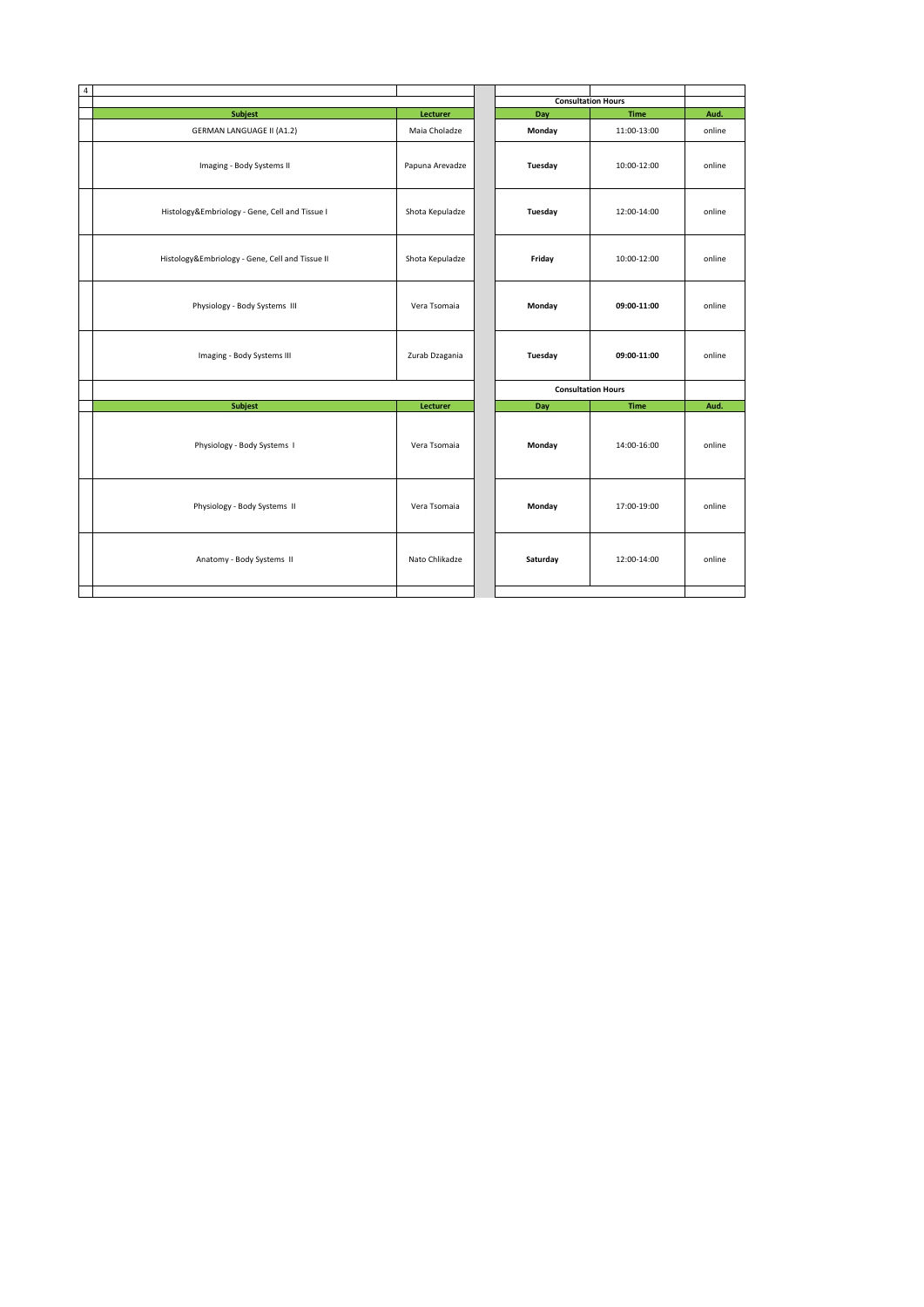4

| Subject | Lecturer | Consultation Hours | | |
|---|---|---|---|---|
| | | Day | Time | Aud. |
| GERMAN LANGUAGE II (A1.2) | Maia Choladze | **Monday** | 11:00-13:00 | online |
| Imaging - Body Systems II | Papuna Arevadze | **Tuesday** | 10:00-12:00 | online |
| Histology&Embriology - Gene, Cell and Tissue I | Shota Kepuladze | **Tuesday** | 12:00-14:00 | online |
| Histology&Embriology - Gene, Cell and Tissue II | Shota Kepuladze | **Friday** | 10:00-12:00 | online |
| Physiology - Body Systems III | Vera Tsomaia | **Monday** | **09:00-11:00** | online |
| Imaging - Body Systems III | Zurab Dzagania | **Tuesday** | **09:00-11:00** | online |

| Subject | Lecturer | Consultation Hours | | |
|---|---|---|---|---|
| | | Day | Time | Aud. |
| Physiology - Body Systems I | Vera Tsomaia | **Monday** | 14:00-16:00 | online |
| Physiology - Body Systems II | Vera Tsomaia | **Monday** | 17:00-19:00 | online |
| Anatomy - Body Systems II | Nato Chlikadze | **Saturday** | 12:00-14:00 | online |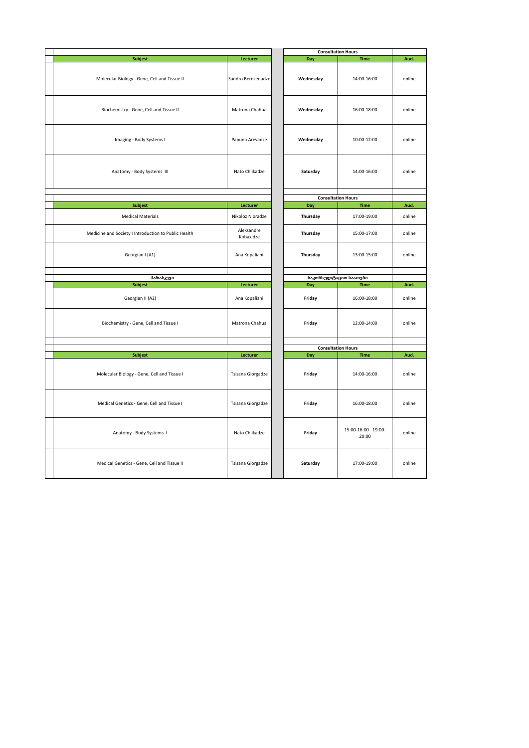| Subject | Lecturer | Day | Time | Aud. |
|---|---|---|---|---|
| | | Consultation Hours | | |
| Molecular Biology - Gene, Cell and Tissue II | Sandro Berdzenadze | Wednesday | 14:00-16:00 | online |
| Biochemistry - Gene, Cell and Tissue II | Matrona Chahua | Wednesday | 16:00-18:00 | online |
| Imaging - Body Systems I | Papuna Arevadze | Wednesday | 10:00-12:00 | online |
| Anatomy - Body Systems III | Nato Chlikadze | Saturday | 14:00-16:00 | online |

| Subject | Lecturer | Day | Time | Aud. |
|---|---|---|---|---|
| | | Consultation Hours | | |
| Medical Materials | Nikoloz Nioradze | Thursday | 17:00-19:00 | online |
| Medicine and Society I Introduction to Public Health | Aleksandre Kobaxidze | Thursday | 15:00-17:00 | online |
| Georgian I (A1) | Ana Kopaliani | Thursday | 13:00-15:00 | online |

| პარასკევი | | საკონსულტაციო საათები | | |
|---|---|---|---|---|
| Subject | Lecturer | Day | Time | Aud. |
| Georgian II (A2) | Ana Kopaliani | Friday | 16:00-18:00 | online |
| Biochemistry - Gene, Cell and Tissue I | Matrona Chahua | Friday | 12:00-14:00 | online |

| Subject | Lecturer | Day | Time | Aud. |
|---|---|---|---|---|
| | | Consultation Hours | | |
| Molecular Biology - Gene, Cell and Tissue I | Tsisana Giorgadze | Friday | 14:00-16:00 | online |
| Medical Genetics - Gene, Cell and Tissue I | Tsisana Giorgadze | Friday | 16:00-18:00 | online |
| Anatomy - Body Systems I | Nato Chlikadze | Friday | 15:00-16:00 19:00-20:00 | online |
| Medical Genetics - Gene, Cell and Tissue II | Tsisana Giorgadze | Saturday | 17:00-19:00 | online |